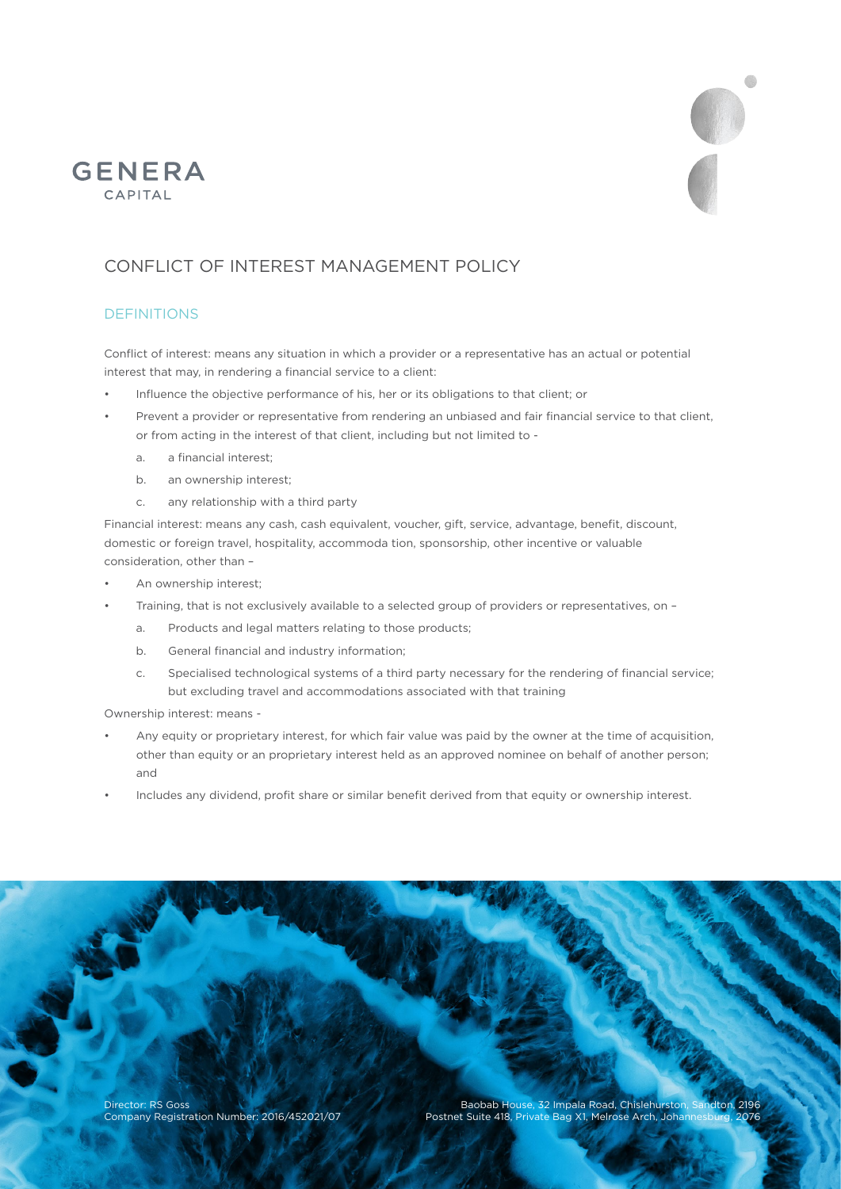GENERA
CAPITAL

# CONFLICT OF INTEREST MANAGEMENT POLICY

## DEFINITIONS

Conflict of interest: means any situation in which a provider or a representative has an actual or potential interest that may, in rendering a financial service to a client:

- Influence the objective performance of his, her or its obligations to that client; or
- Prevent a provider or representative from rendering an unbiased and fair financial service to that client, or from acting in the interest of that client, including but not limited to -
  a. a financial interest;
  b. an ownership interest;
  c. any relationship with a third party

Financial interest: means any cash, cash equivalent, voucher, gift, service, advantage, benefit, discount, domestic or foreign travel, hospitality, accommoda tion, sponsorship, other incentive or valuable consideration, other than –

- An ownership interest;
- Training, that is not exclusively available to a selected group of providers or representatives, on –
  a. Products and legal matters relating to those products;
  b. General financial and industry information;
  c. Specialised technological systems of a third party necessary for the rendering of financial service; but excluding travel and accommodations associated with that training

Ownership interest: means -

- Any equity or proprietary interest, for which fair value was paid by the owner at the time of acquisition, other than equity or an proprietary interest held as an approved nominee on behalf of another person; and
- Includes any dividend, profit share or similar benefit derived from that equity or ownership interest.

Director: RS Goss
Company Registration Number: 2016/452021/07

Baobab House, 32 Impala Road, Chislehurston, Sandton, 2196
Postnet Suite 418, Private Bag X1, Melrose Arch, Johannesburg, 2076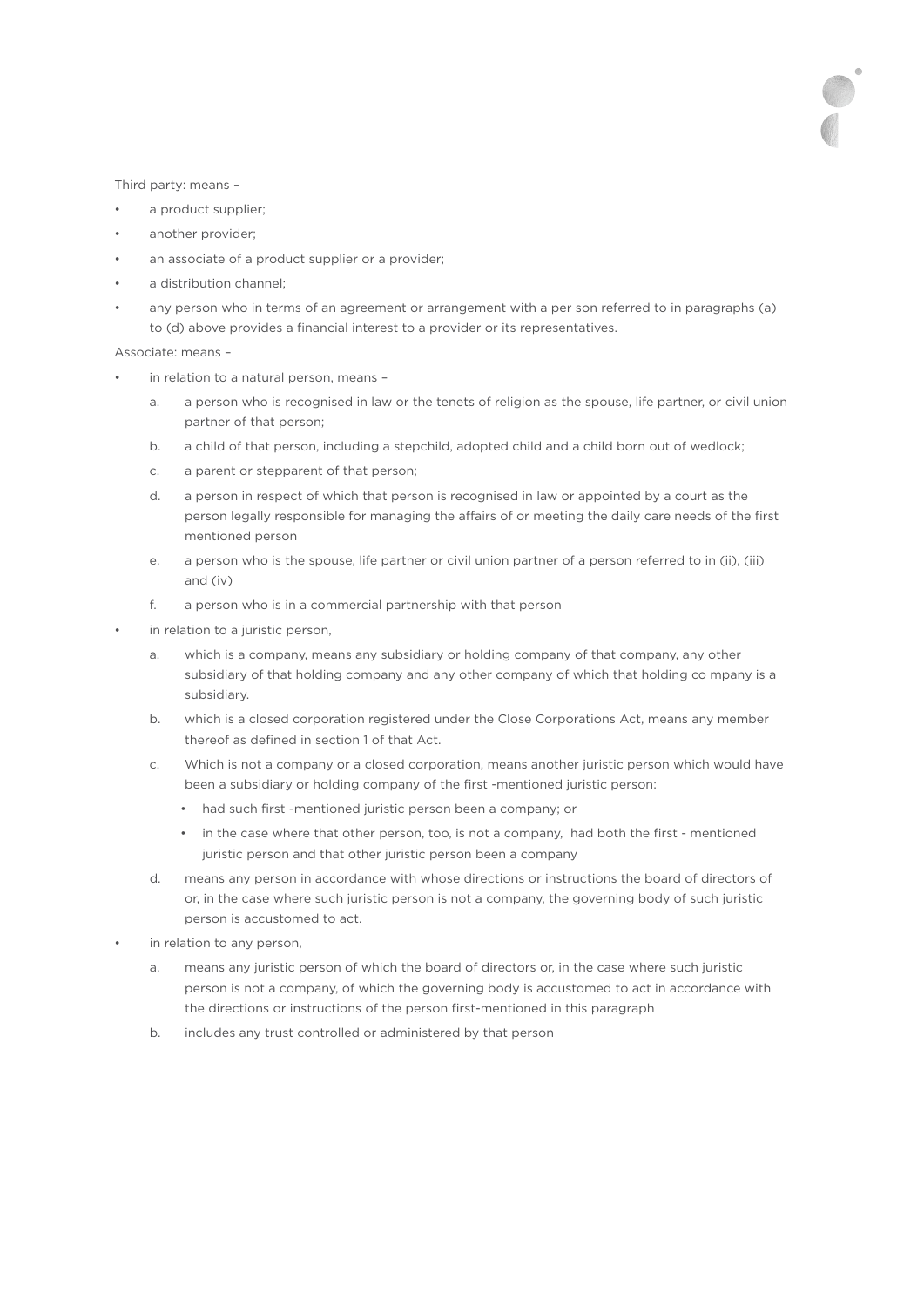Third party: means –

- a product supplier;
- another provider;
- an associate of a product supplier or a provider;
- a distribution channel;
- any person who in terms of an agreement or arrangement with a per son referred to in paragraphs (a) to (d) above provides a financial interest to a provider or its representatives.

Associate: means –

- in relation to a natural person, means –
  a. a person who is recognised in law or the tenets of religion as the spouse, life partner, or civil union partner of that person;
  b. a child of that person, including a stepchild, adopted child and a child born out of wedlock;
  c. a parent or stepparent of that person;
  d. a person in respect of which that person is recognised in law or appointed by a court as the person legally responsible for managing the affairs of or meeting the daily care needs of the first mentioned person
  e. a person who is the spouse, life partner or civil union partner of a person referred to in (ii), (iii) and (iv)
  f. a person who is in a commercial partnership with that person
- in relation to a juristic person,
  a. which is a company, means any subsidiary or holding company of that company, any other subsidiary of that holding company and any other company of which that holding co mpany is a subsidiary.
  b. which is a closed corporation registered under the Close Corporations Act, means any member thereof as defined in section 1 of that Act.
  c. Which is not a company or a closed corporation, means another juristic person which would have been a subsidiary or holding company of the first -mentioned juristic person:
     - had such first -mentioned juristic person been a company; or
     - in the case where that other person, too, is not a company, had both the first - mentioned juristic person and that other juristic person been a company
  d. means any person in accordance with whose directions or instructions the board of directors of or, in the case where such juristic person is not a company, the governing body of such juristic person is accustomed to act.
- in relation to any person,
  a. means any juristic person of which the board of directors or, in the case where such juristic person is not a company, of which the governing body is accustomed to act in accordance with the directions or instructions of the person first-mentioned in this paragraph
  b. includes any trust controlled or administered by that person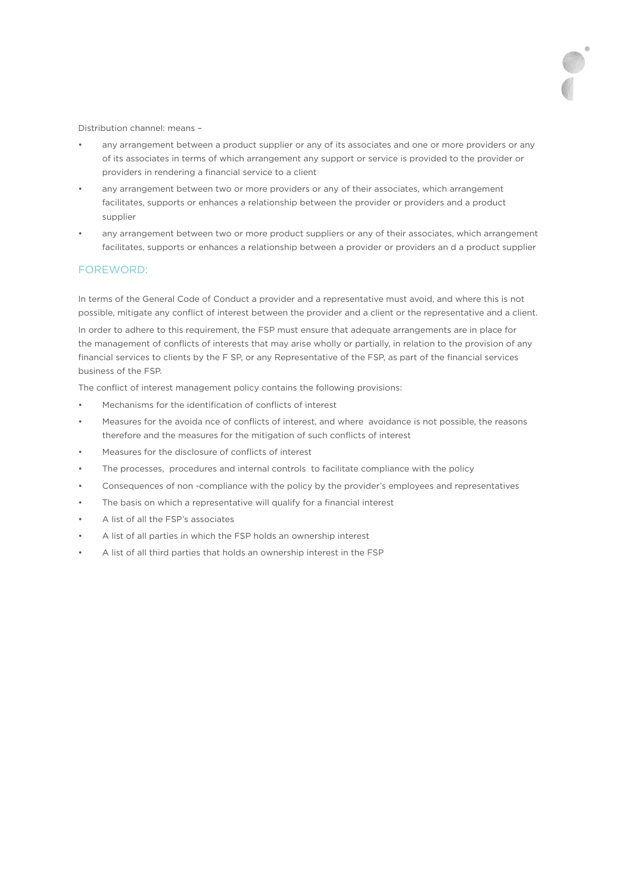Distribution channel: means –

- any arrangement between a product supplier or any of its associates and one or more providers or any of its associates in terms of which arrangement any support or service is provided to the provider or providers in rendering a financial service to a client
- any arrangement between two or more providers or any of their associates, which arrangement facilitates, supports or enhances a relationship between the provider or providers and a product supplier
- any arrangement between two or more product suppliers or any of their associates, which arrangement facilitates, supports or enhances a relationship between a provider or providers an d a product supplier

## FOREWORD:

In terms of the General Code of Conduct a provider and a representative must avoid, and where this is not possible, mitigate any conflict of interest between the provider and a client or the representative and a client.

In order to adhere to this requirement, the FSP must ensure that adequate arrangements are in place for the management of conflicts of interests that may arise wholly or partially, in relation to the provision of any financial services to clients by the F SP, or any Representative of the FSP, as part of the financial services business of the FSP.

The conflict of interest management policy contains the following provisions:

- Mechanisms for the identification of conflicts of interest
- Measures for the avoida nce of conflicts of interest, and where avoidance is not possible, the reasons therefore and the measures for the mitigation of such conflicts of interest
- Measures for the disclosure of conflicts of interest
- The processes, procedures and internal controls to facilitate compliance with the policy
- Consequences of non -compliance with the policy by the provider's employees and representatives
- The basis on which a representative will qualify for a financial interest
- A list of all the FSP's associates
- A list of all parties in which the FSP holds an ownership interest
- A list of all third parties that holds an ownership interest in the FSP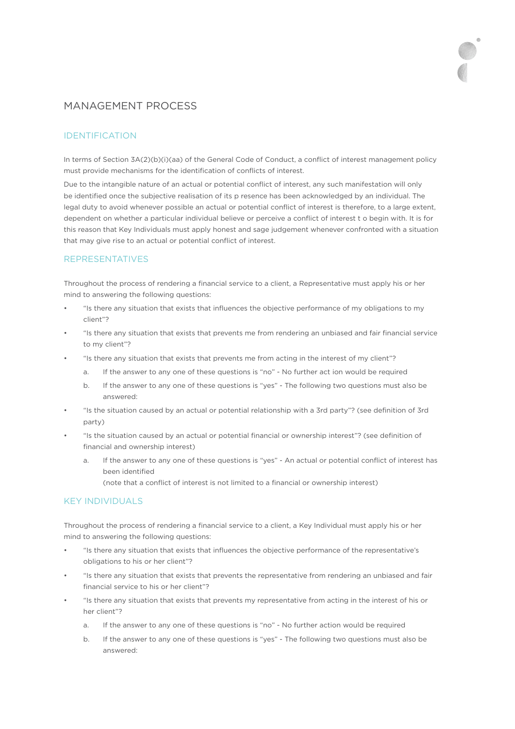# MANAGEMENT PROCESS

## IDENTIFICATION

In terms of Section 3A(2)(b)(i)(aa) of the General Code of Conduct, a conflict of interest management policy must provide mechanisms for the identification of conflicts of interest.

Due to the intangible nature of an actual or potential conflict of interest, any such manifestation will only be identified once the subjective realisation of its p resence has been acknowledged by an individual. The legal duty to avoid whenever possible an actual or potential conflict of interest is therefore, to a large extent, dependent on whether a particular individual believe or perceive a conflict of interest t o begin with. It is for this reason that Key Individuals must apply honest and sage judgement whenever confronted with a situation that may give rise to an actual or potential conflict of interest.

## REPRESENTATIVES

Throughout the process of rendering a financial service to a client, a Representative must apply his or her mind to answering the following questions:

- "Is there any situation that exists that influences the objective performance of my obligations to my client"?
- "Is there any situation that exists that prevents me from rendering an unbiased and fair financial service to my client"?
- "Is there any situation that exists that prevents me from acting in the interest of my client"?
    a. If the answer to any one of these questions is "no" - No further act ion would be required
    b. If the answer to any one of these questions is "yes" - The following two questions must also be answered:
- "Is the situation caused by an actual or potential relationship with a 3rd party"? (see definition of 3rd party)
- "Is the situation caused by an actual or potential financial or ownership interest"? (see definition of financial and ownership interest)
    a. If the answer to any one of these questions is "yes" - An actual or potential conflict of interest has been identified
       (note that a conflict of interest is not limited to a financial or ownership interest)

## KEY INDIVIDUALS

Throughout the process of rendering a financial service to a client, a Key Individual must apply his or her mind to answering the following questions:

- "Is there any situation that exists that influences the objective performance of the representative's obligations to his or her client"?
- "Is there any situation that exists that prevents the representative from rendering an unbiased and fair financial service to his or her client"?
- "Is there any situation that exists that prevents my representative from acting in the interest of his or her client"?
    a. If the answer to any one of these questions is "no" - No further action would be required
    b. If the answer to any one of these questions is "yes" - The following two questions must also be answered: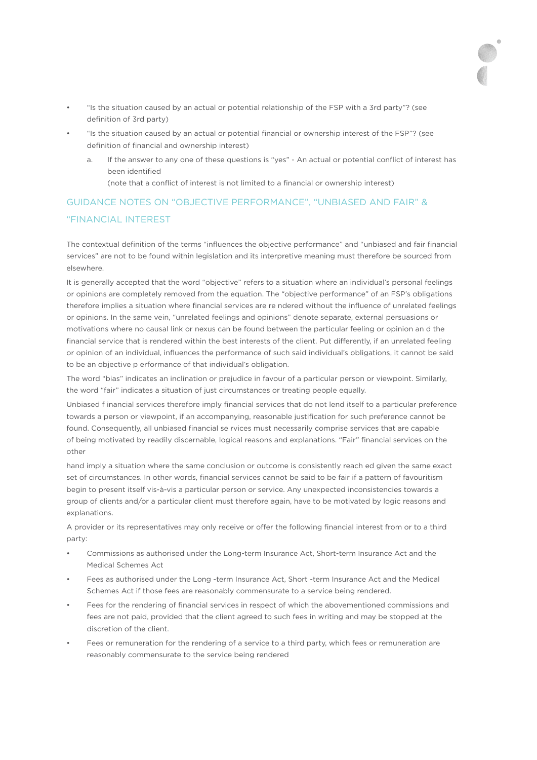- "Is the situation caused by an actual or potential relationship of the FSP with a 3rd party"? (see definition of 3rd party)
- "Is the situation caused by an actual or potential financial or ownership interest of the FSP"? (see definition of financial and ownership interest)
    a. If the answer to any one of these questions is "yes" - An actual or potential conflict of interest has been identified
    (note that a conflict of interest is not limited to a financial or ownership interest)

## GUIDANCE NOTES ON "OBJECTIVE PERFORMANCE", "UNBIASED AND FAIR" & "FINANCIAL INTEREST

The contextual definition of the terms "influences the objective performance" and "unbiased and fair financial services" are not to be found within legislation and its interpretive meaning must therefore be sourced from elsewhere.

It is generally accepted that the word "objective" refers to a situation where an individual's personal feelings or opinions are completely removed from the equation. The "objective performance" of an FSP's obligations therefore implies a situation where financial services are rendered without the influence of unrelated feelings or opinions. In the same vein, "unrelated feelings and opinions" denote separate, external persuasions or motivations where no causal link or nexus can be found between the particular feeling or opinion and the financial service that is rendered within the best interests of the client. Put differently, if an unrelated feeling or opinion of an individual, influences the performance of such said individual's obligations, it cannot be said to be an objective performance of that individual's obligation.

The word "bias" indicates an inclination or prejudice in favour of a particular person or viewpoint. Similarly, the word "fair" indicates a situation of just circumstances or treating people equally.

Unbiased financial services therefore imply financial services that do not lend itself to a particular preference towards a person or viewpoint, if an accompanying, reasonable justification for such preference cannot be found. Consequently, all unbiased financial services must necessarily comprise services that are capable of being motivated by readily discernable, logical reasons and explanations. "Fair" financial services on the other hand imply a situation where the same conclusion or outcome is consistently reached given the same exact set of circumstances. In other words, financial services cannot be said to be fair if a pattern of favouritism begin to present itself vis-à-vis a particular person or service. Any unexpected inconsistencies towards a group of clients and/or a particular client must therefore again, have to be motivated by logic reasons and explanations.

A provider or its representatives may only receive or offer the following financial interest from or to a third party:

- Commissions as authorised under the Long-term Insurance Act, Short-term Insurance Act and the Medical Schemes Act
- Fees as authorised under the Long -term Insurance Act, Short -term Insurance Act and the Medical Schemes Act if those fees are reasonably commensurate to a service being rendered.
- Fees for the rendering of financial services in respect of which the abovementioned commissions and fees are not paid, provided that the client agreed to such fees in writing and may be stopped at the discretion of the client.
- Fees or remuneration for the rendering of a service to a third party, which fees or remuneration are reasonably commensurate to the service being rendered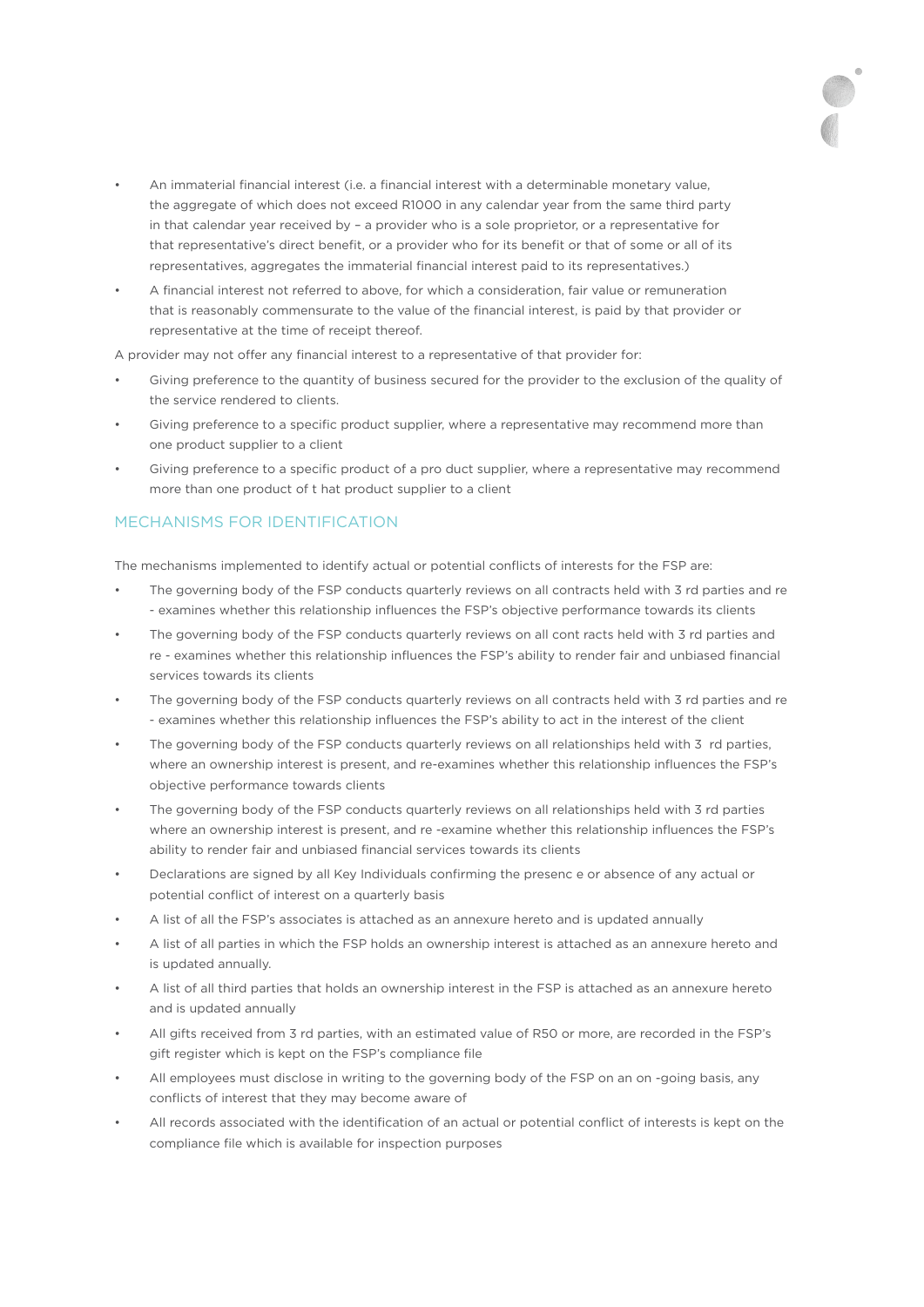- An immaterial financial interest (i.e. a financial interest with a determinable monetary value, the aggregate of which does not exceed R1000 in any calendar year from the same third party in that calendar year received by – a provider who is a sole proprietor, or a representative for that representative's direct benefit, or a provider who for its benefit or that of some or all of its representatives, aggregates the immaterial financial interest paid to its representatives.)
- A financial interest not referred to above, for which a consideration, fair value or remuneration that is reasonably commensurate to the value of the financial interest, is paid by that provider or representative at the time of receipt thereof.

A provider may not offer any financial interest to a representative of that provider for:

- Giving preference to the quantity of business secured for the provider to the exclusion of the quality of the service rendered to clients.
- Giving preference to a specific product supplier, where a representative may recommend more than one product supplier to a client
- Giving preference to a specific product of a pro duct supplier, where a representative may recommend more than one product of t hat product supplier to a client

## MECHANISMS FOR IDENTIFICATION

The mechanisms implemented to identify actual or potential conflicts of interests for the FSP are:

- The governing body of the FSP conducts quarterly reviews on all contracts held with 3 rd parties and re - examines whether this relationship influences the FSP's objective performance towards its clients
- The governing body of the FSP conducts quarterly reviews on all cont racts held with 3 rd parties and re - examines whether this relationship influences the FSP's ability to render fair and unbiased financial services towards its clients
- The governing body of the FSP conducts quarterly reviews on all contracts held with 3 rd parties and re - examines whether this relationship influences the FSP's ability to act in the interest of the client
- The governing body of the FSP conducts quarterly reviews on all relationships held with 3 rd parties, where an ownership interest is present, and re-examines whether this relationship influences the FSP's objective performance towards clients
- The governing body of the FSP conducts quarterly reviews on all relationships held with 3 rd parties where an ownership interest is present, and re -examine whether this relationship influences the FSP's ability to render fair and unbiased financial services towards its clients
- Declarations are signed by all Key Individuals confirming the presenc e or absence of any actual or potential conflict of interest on a quarterly basis
- A list of all the FSP's associates is attached as an annexure hereto and is updated annually
- A list of all parties in which the FSP holds an ownership interest is attached as an annexure hereto and is updated annually.
- A list of all third parties that holds an ownership interest in the FSP is attached as an annexure hereto and is updated annually
- All gifts received from 3 rd parties, with an estimated value of R50 or more, are recorded in the FSP's gift register which is kept on the FSP's compliance file
- All employees must disclose in writing to the governing body of the FSP on an on -going basis, any conflicts of interest that they may become aware of
- All records associated with the identification of an actual or potential conflict of interests is kept on the compliance file which is available for inspection purposes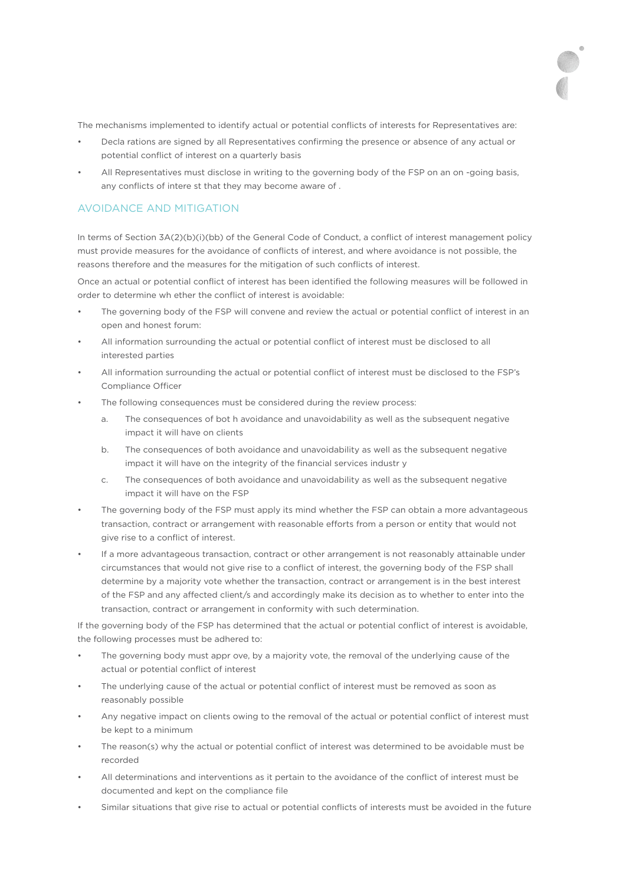The mechanisms implemented to identify actual or potential conflicts of interests for Representatives are:

- Declarations are signed by all Representatives confirming the presence or absence of any actual or potential conflict of interest on a quarterly basis
- All Representatives must disclose in writing to the governing body of the FSP on an on-going basis, any conflicts of interest that they may become aware of.

## AVOIDANCE AND MITIGATION

In terms of Section 3A(2)(b)(i)(bb) of the General Code of Conduct, a conflict of interest management policy must provide measures for the avoidance of conflicts of interest, and where avoidance is not possible, the reasons therefore and the measures for the mitigation of such conflicts of interest.

Once an actual or potential conflict of interest has been identified the following measures will be followed in order to determine whether the conflict of interest is avoidable:

- The governing body of the FSP will convene and review the actual or potential conflict of interest in an open and honest forum:
- All information surrounding the actual or potential conflict of interest must be disclosed to all interested parties
- All information surrounding the actual or potential conflict of interest must be disclosed to the FSP's Compliance Officer
- The following consequences must be considered during the review process:
    a. The consequences of both avoidance and unavoidability as well as the subsequent negative impact it will have on clients
    b. The consequences of both avoidance and unavoidability as well as the subsequent negative impact it will have on the integrity of the financial services industry
    c. The consequences of both avoidance and unavoidability as well as the subsequent negative impact it will have on the FSP
- The governing body of the FSP must apply its mind whether the FSP can obtain a more advantageous transaction, contract or arrangement with reasonable efforts from a person or entity that would not give rise to a conflict of interest.
- If a more advantageous transaction, contract or other arrangement is not reasonably attainable under circumstances that would not give rise to a conflict of interest, the governing body of the FSP shall determine by a majority vote whether the transaction, contract or arrangement is in the best interest of the FSP and any affected client/s and accordingly make its decision as to whether to enter into the transaction, contract or arrangement in conformity with such determination.

If the governing body of the FSP has determined that the actual or potential conflict of interest is avoidable, the following processes must be adhered to:

- The governing body must approve, by a majority vote, the removal of the underlying cause of the actual or potential conflict of interest
- The underlying cause of the actual or potential conflict of interest must be removed as soon as reasonably possible
- Any negative impact on clients owing to the removal of the actual or potential conflict of interest must be kept to a minimum
- The reason(s) why the actual or potential conflict of interest was determined to be avoidable must be recorded
- All determinations and interventions as it pertain to the avoidance of the conflict of interest must be documented and kept on the compliance file
- Similar situations that give rise to actual or potential conflicts of interests must be avoided in the future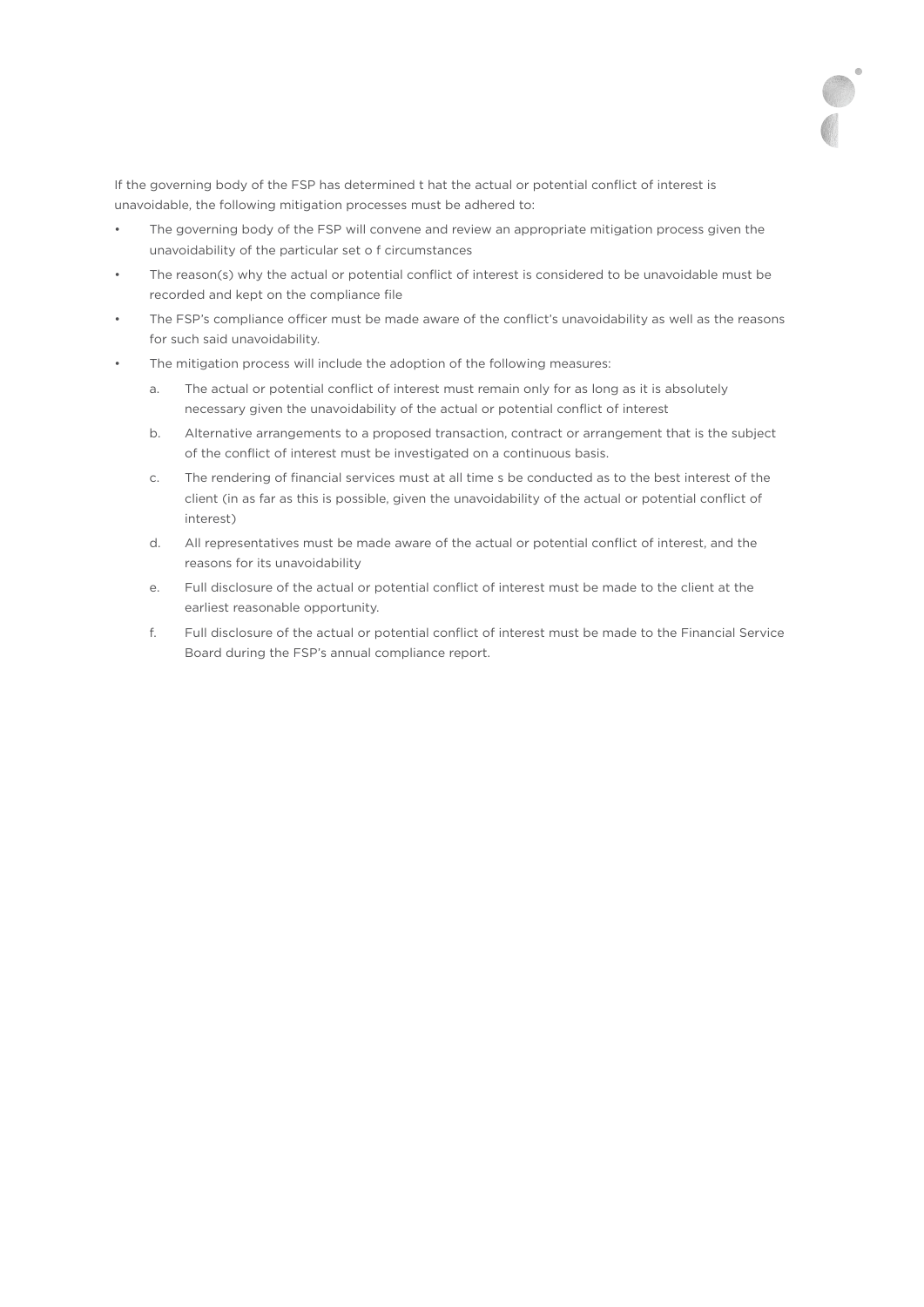If the governing body of the FSP has determined t hat the actual or potential conflict of interest is unavoidable, the following mitigation processes must be adhered to:

- The governing body of the FSP will convene and review an appropriate mitigation process given the unavoidability of the particular set o f circumstances
- The reason(s) why the actual or potential conflict of interest is considered to be unavoidable must be recorded and kept on the compliance file
- The FSP's compliance officer must be made aware of the conflict's unavoidability as well as the reasons for such said unavoidability.
- The mitigation process will include the adoption of the following measures:
  a. The actual or potential conflict of interest must remain only for as long as it is absolutely necessary given the unavoidability of the actual or potential conflict of interest
  b. Alternative arrangements to a proposed transaction, contract or arrangement that is the subject of the conflict of interest must be investigated on a continuous basis.
  c. The rendering of financial services must at all time s be conducted as to the best interest of the client (in as far as this is possible, given the unavoidability of the actual or potential conflict of interest)
  d. All representatives must be made aware of the actual or potential conflict of interest, and the reasons for its unavoidability
  e. Full disclosure of the actual or potential conflict of interest must be made to the client at the earliest reasonable opportunity.
  f. Full disclosure of the actual or potential conflict of interest must be made to the Financial Service Board during the FSP's annual compliance report.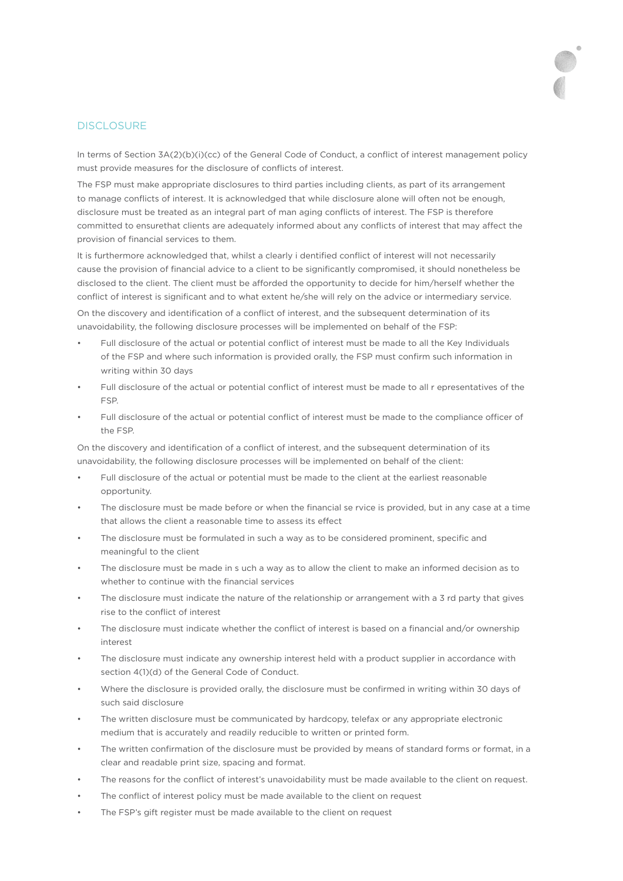## DISCLOSURE

In terms of Section 3A(2)(b)(i)(cc) of the General Code of Conduct, a conflict of interest management policy must provide measures for the disclosure of conflicts of interest.

The FSP must make appropriate disclosures to third parties including clients, as part of its arrangement to manage conflicts of interest. It is acknowledged that while disclosure alone will often not be enough, disclosure must be treated as an integral part of man aging conflicts of interest. The FSP is therefore committed to ensurethat clients are adequately informed about any conflicts of interest that may affect the provision of financial services to them.

It is furthermore acknowledged that, whilst a clearly i dentified conflict of interest will not necessarily cause the provision of financial advice to a client to be significantly compromised, it should nonetheless be disclosed to the client. The client must be afforded the opportunity to decide for him/herself whether the conflict of interest is significant and to what extent he/she will rely on the advice or intermediary service.

On the discovery and identification of a conflict of interest, and the subsequent determination of its unavoidability, the following disclosure processes will be implemented on behalf of the FSP:

- Full disclosure of the actual or potential conflict of interest must be made to all the Key Individuals of the FSP and where such information is provided orally, the FSP must confirm such information in writing within 30 days
- Full disclosure of the actual or potential conflict of interest must be made to all r epresentatives of the FSP.
- Full disclosure of the actual or potential conflict of interest must be made to the compliance officer of the FSP.

On the discovery and identification of a conflict of interest, and the subsequent determination of its unavoidability, the following disclosure processes will be implemented on behalf of the client:

- Full disclosure of the actual or potential must be made to the client at the earliest reasonable opportunity.
- The disclosure must be made before or when the financial se rvice is provided, but in any case at a time that allows the client a reasonable time to assess its effect
- The disclosure must be formulated in such a way as to be considered prominent, specific and meaningful to the client
- The disclosure must be made in s uch a way as to allow the client to make an informed decision as to whether to continue with the financial services
- The disclosure must indicate the nature of the relationship or arrangement with a 3 rd party that gives rise to the conflict of interest
- The disclosure must indicate whether the conflict of interest is based on a financial and/or ownership interest
- The disclosure must indicate any ownership interest held with a product supplier in accordance with section 4(1)(d) of the General Code of Conduct.
- Where the disclosure is provided orally, the disclosure must be confirmed in writing within 30 days of such said disclosure
- The written disclosure must be communicated by hardcopy, telefax or any appropriate electronic medium that is accurately and readily reducible to written or printed form.
- The written confirmation of the disclosure must be provided by means of standard forms or format, in a clear and readable print size, spacing and format.
- The reasons for the conflict of interest's unavoidability must be made available to the client on request.
- The conflict of interest policy must be made available to the client on request
- The FSP's gift register must be made available to the client on request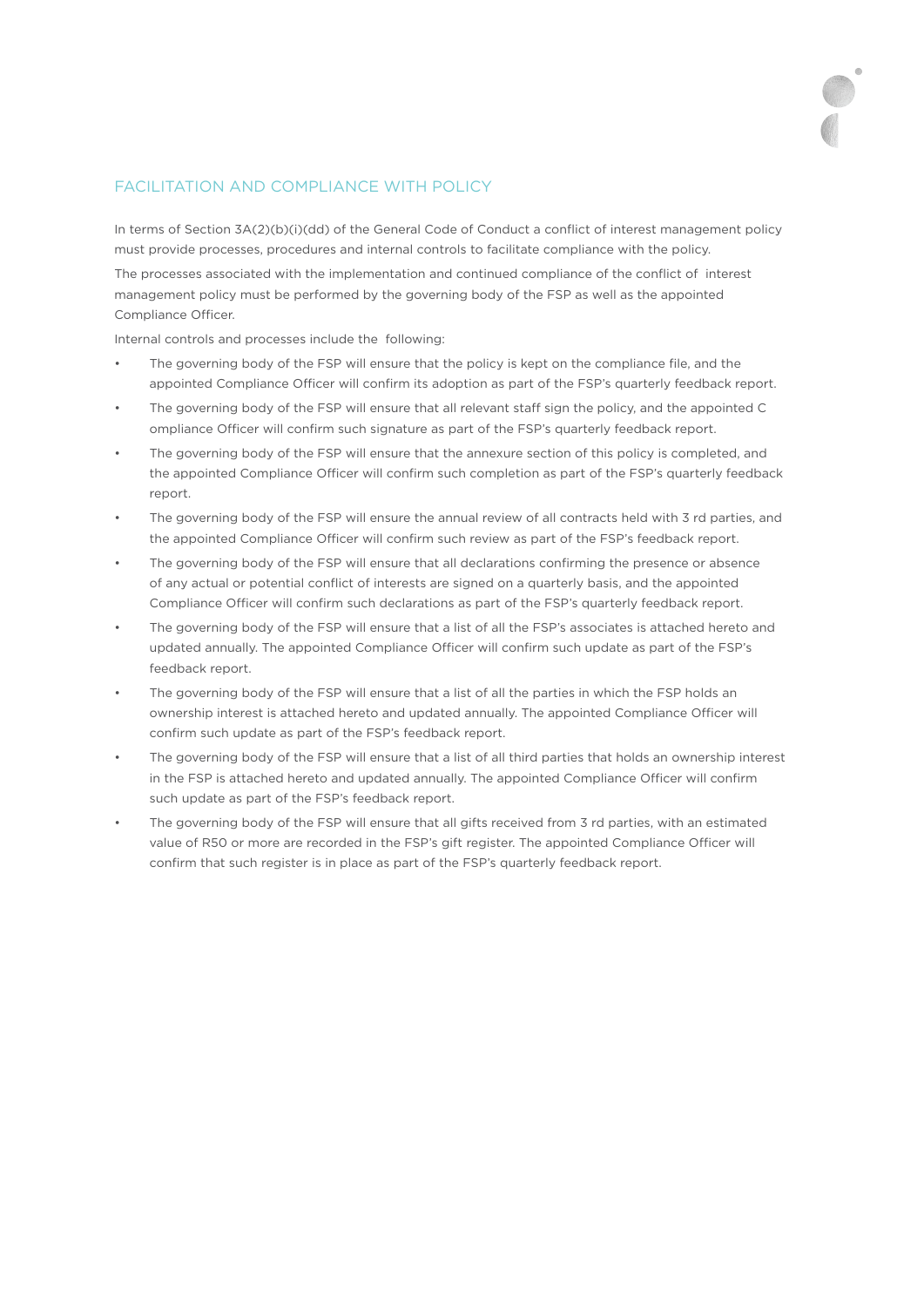## FACILITATION AND COMPLIANCE WITH POLICY

In terms of Section 3A(2)(b)(i)(dd) of the General Code of Conduct a conflict of interest management policy must provide processes, procedures and internal controls to facilitate compliance with the policy.

The processes associated with the implementation and continued compliance of the conflict of interest management policy must be performed by the governing body of the FSP as well as the appointed Compliance Officer.

Internal controls and processes include the following:

- The governing body of the FSP will ensure that the policy is kept on the compliance file, and the appointed Compliance Officer will confirm its adoption as part of the FSP's quarterly feedback report.
- The governing body of the FSP will ensure that all relevant staff sign the policy, and the appointed C ompliance Officer will confirm such signature as part of the FSP's quarterly feedback report.
- The governing body of the FSP will ensure that the annexure section of this policy is completed, and the appointed Compliance Officer will confirm such completion as part of the FSP's quarterly feedback report.
- The governing body of the FSP will ensure the annual review of all contracts held with 3 rd parties, and the appointed Compliance Officer will confirm such review as part of the FSP's feedback report.
- The governing body of the FSP will ensure that all declarations confirming the presence or absence of any actual or potential conflict of interests are signed on a quarterly basis, and the appointed Compliance Officer will confirm such declarations as part of the FSP's quarterly feedback report.
- The governing body of the FSP will ensure that a list of all the FSP's associates is attached hereto and updated annually. The appointed Compliance Officer will confirm such update as part of the FSP's feedback report.
- The governing body of the FSP will ensure that a list of all the parties in which the FSP holds an ownership interest is attached hereto and updated annually. The appointed Compliance Officer will confirm such update as part of the FSP's feedback report.
- The governing body of the FSP will ensure that a list of all third parties that holds an ownership interest in the FSP is attached hereto and updated annually. The appointed Compliance Officer will confirm such update as part of the FSP's feedback report.
- The governing body of the FSP will ensure that all gifts received from 3 rd parties, with an estimated value of R50 or more are recorded in the FSP's gift register. The appointed Compliance Officer will confirm that such register is in place as part of the FSP's quarterly feedback report.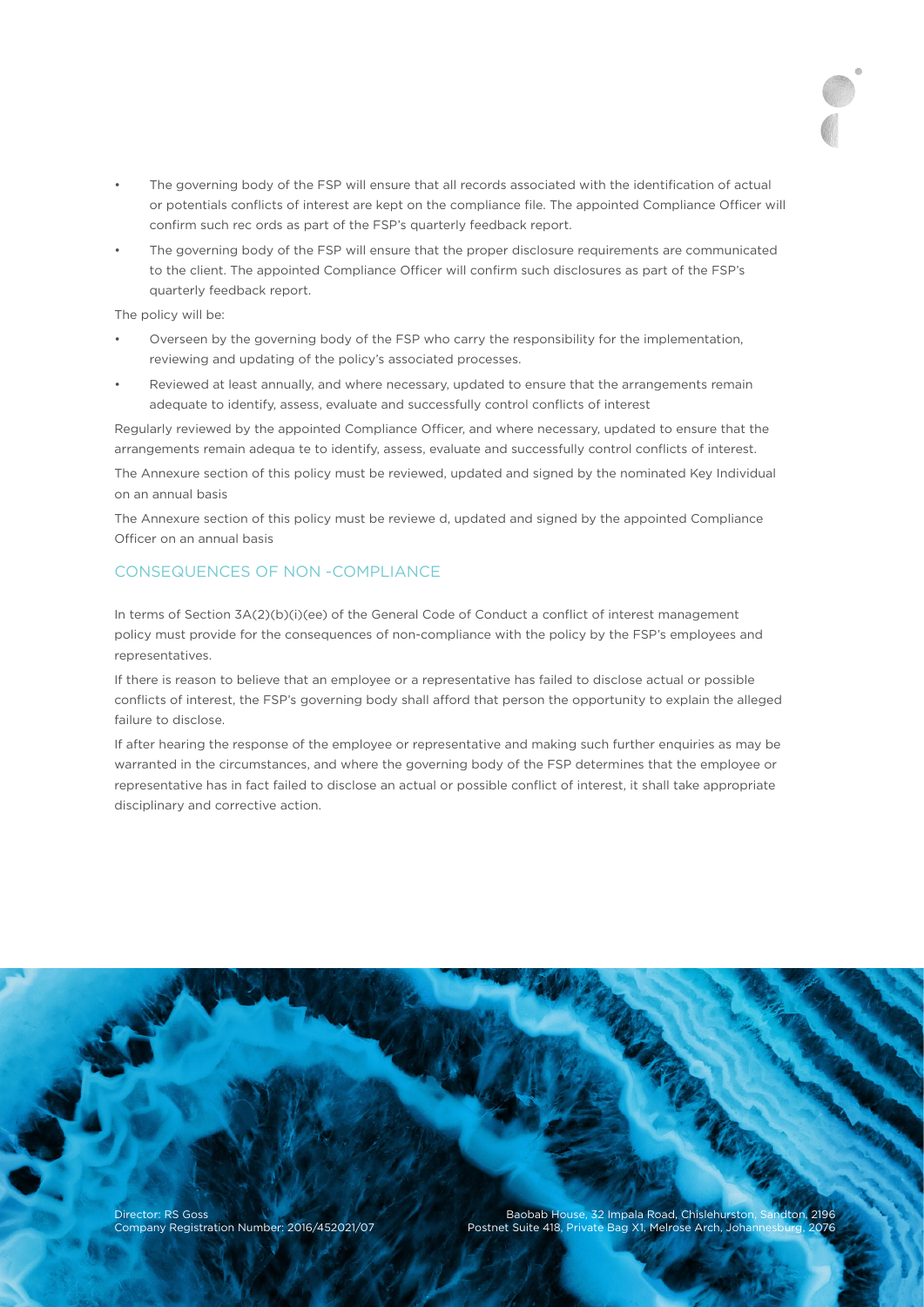- The governing body of the FSP will ensure that all records associated with the identification of actual or potentials conflicts of interest are kept on the compliance file. The appointed Compliance Officer will confirm such rec ords as part of the FSP's quarterly feedback report.
- The governing body of the FSP will ensure that the proper disclosure requirements are communicated to the client. The appointed Compliance Officer will confirm such disclosures as part of the FSP's quarterly feedback report.

The policy will be:

- Overseen by the governing body of the FSP who carry the responsibility for the implementation, reviewing and updating of the policy's associated processes.
- Reviewed at least annually, and where necessary, updated to ensure that the arrangements remain adequate to identify, assess, evaluate and successfully control conflicts of interest

Regularly reviewed by the appointed Compliance Officer, and where necessary, updated to ensure that the arrangements remain adequa te to identify, assess, evaluate and successfully control conflicts of interest.

The Annexure section of this policy must be reviewed, updated and signed by the nominated Key Individual on an annual basis

The Annexure section of this policy must be reviewe d, updated and signed by the appointed Compliance Officer on an annual basis

## CONSEQUENCES OF NON -COMPLIANCE

In terms of Section 3A(2)(b)(i)(ee) of the General Code of Conduct a conflict of interest management policy must provide for the consequences of non-compliance with the policy by the FSP's employees and representatives.

If there is reason to believe that an employee or a representative has failed to disclose actual or possible conflicts of interest, the FSP's governing body shall afford that person the opportunity to explain the alleged failure to disclose.

If after hearing the response of the employee or representative and making such further enquiries as may be warranted in the circumstances, and where the governing body of the FSP determines that the employee or representative has in fact failed to disclose an actual or possible conflict of interest, it shall take appropriate disciplinary and corrective action.

Director: RS Goss
Company Registration Number: 2016/452021/07

Baobab House, 32 Impala Road, Chislehurston, Sandton, 2196
Postnet Suite 418, Private Bag X1, Melrose Arch, Johannesburg, 2076